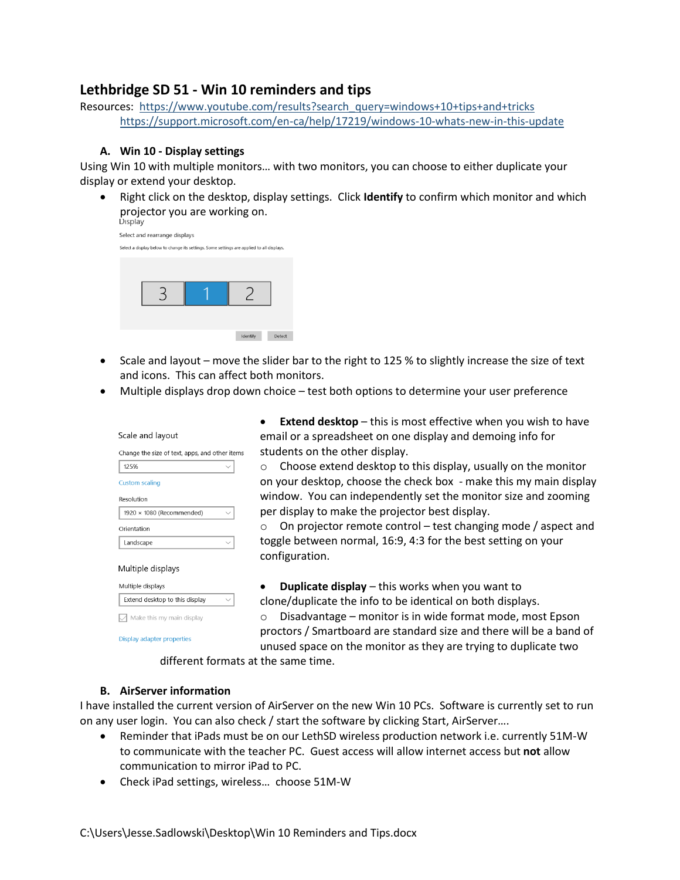# Lethbridge SD 51 - Win 10 reminders and tips

Resources: https://www.youtube.com/results?search_query=windows+10+tips+and+tricks
https://support.microsoft.com/en-ca/help/17219/windows-10-whats-new-in-this-update

## A. Win 10 - Display settings

Using Win 10 with multiple monitors… with two monitors, you can choose to either duplicate your display or extend your desktop.

- Right click on the desktop, display settings. Click **Identify** to confirm which monitor and which projector you are working on.

Display

Select and rearrange displays

Select a display below to change its settings. Some settings are applied to all displays.

3 1 2

Identify Detect

- Scale and layout – move the slider bar to the right to 125 % to slightly increase the size of text and icons. This can affect both monitors.
- Multiple displays drop down choice – test both options to determine your user preference

Scale and layout

Change the size of text, apps, and other items

125%

Custom scaling

Resolution

1920 × 1080 (Recommended)

Orientation

Landscape

Multiple displays

Multiple displays

Extend desktop to this display

Make this my main display

Display adapter properties

- **Extend desktop** – this is most effective when you wish to have email or a spreadsheet on one display and demoing info for students on the other display.
  - Choose extend desktop to this display, usually on the monitor on your desktop, choose the check box - make this my main display window. You can independently set the monitor size and zooming per display to make the projector best display.
  - On projector remote control – test changing mode / aspect and toggle between normal, 16:9, 4:3 for the best setting on your configuration.
- **Duplicate display** – this works when you want to clone/duplicate the info to be identical on both displays.
  - Disadvantage – monitor is in wide format mode, most Epson proctors / Smartboard are standard size and there will be a band of unused space on the monitor as they are trying to duplicate two different formats at the same time.

## B. AirServer information

I have installed the current version of AirServer on the new Win 10 PCs. Software is currently set to run on any user login. You can also check / start the software by clicking Start, AirServer….

- Reminder that iPads must be on our LethSD wireless production network i.e. currently 51M-W to communicate with the teacher PC. Guest access will allow internet access but **not** allow communication to mirror iPad to PC.
- Check iPad settings, wireless… choose 51M-W

C:\Users\Jesse.Sadlowski\Desktop\Win 10 Reminders and Tips.docx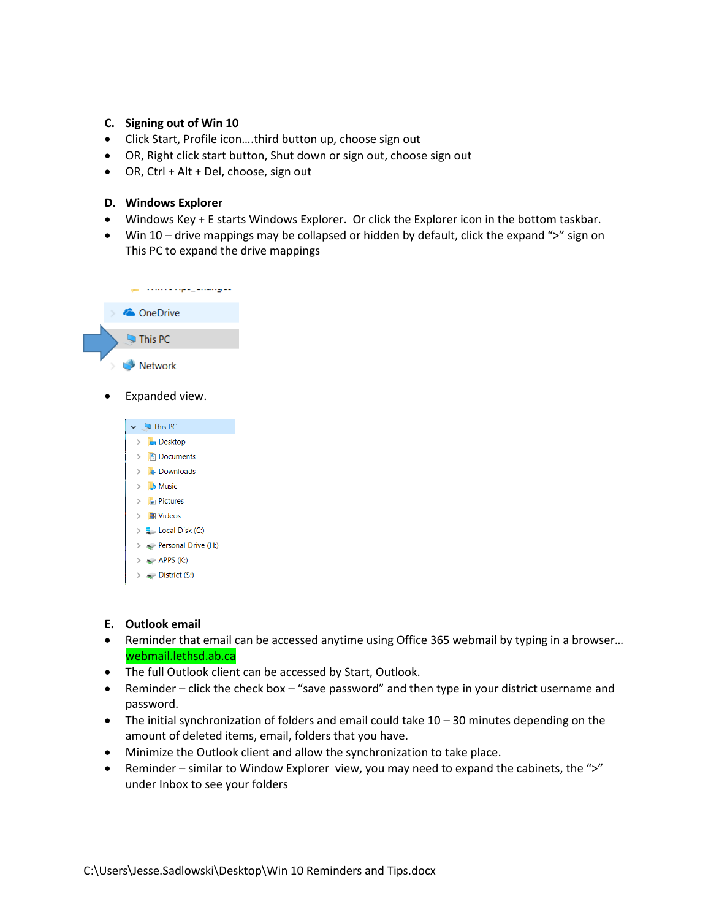## C. Signing out of Win 10

- Click Start, Profile icon….third button up, choose sign out
- OR, Right click start button, Shut down or sign out, choose sign out
- OR, Ctrl + Alt + Del, choose, sign out

## D. Windows Explorer

- Windows Key + E starts Windows Explorer. Or click the Explorer icon in the bottom taskbar.
- Win 10 – drive mappings may be collapsed or hidden by default, click the expand ">" sign on This PC to expand the drive mappings
- Expanded view.

## E. Outlook email

- Reminder that email can be accessed anytime using Office 365 webmail by typing in a browser… webmail.lethsd.ab.ca
- The full Outlook client can be accessed by Start, Outlook.
- Reminder – click the check box – "save password" and then type in your district username and password.
- The initial synchronization of folders and email could take 10 – 30 minutes depending on the amount of deleted items, email, folders that you have.
- Minimize the Outlook client and allow the synchronization to take place.
- Reminder – similar to Window Explorer view, you may need to expand the cabinets, the ">" under Inbox to see your folders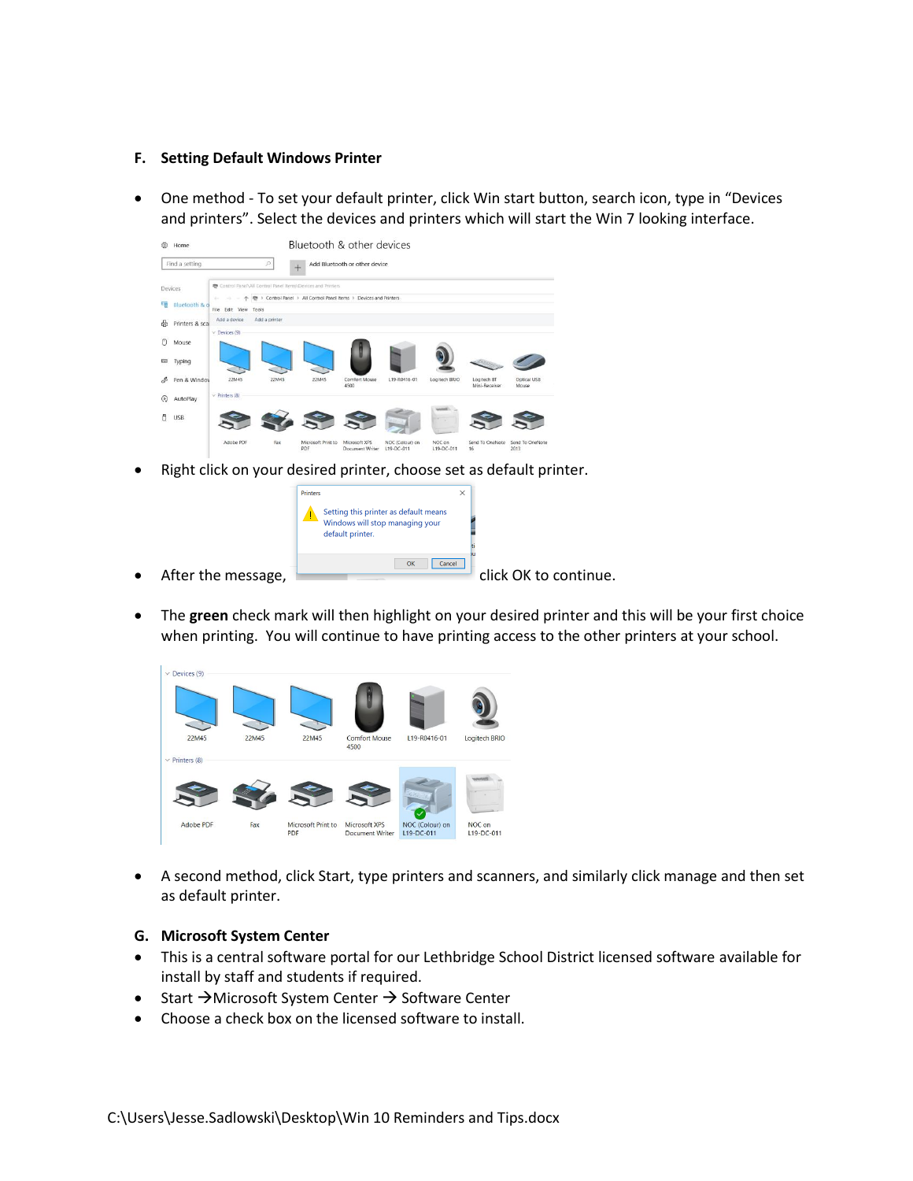## F. Setting Default Windows Printer

- One method - To set your default printer, click Win start button, search icon, type in "Devices and printers". Select the devices and printers which will start the Win 7 looking interface.
- Right click on your desired printer, choose set as default printer.
- After the message, click OK to continue.
- The **green** check mark will then highlight on your desired printer and this will be your first choice when printing. You will continue to have printing access to the other printers at your school.
- A second method, click Start, type printers and scanners, and similarly click manage and then set as default printer.

## G. Microsoft System Center

- This is a central software portal for our Lethbridge School District licensed software available for install by staff and students if required.
- Start →Microsoft System Center → Software Center
- Choose a check box on the licensed software to install.

C:\Users\Jesse.Sadlowski\Desktop\Win 10 Reminders and Tips.docx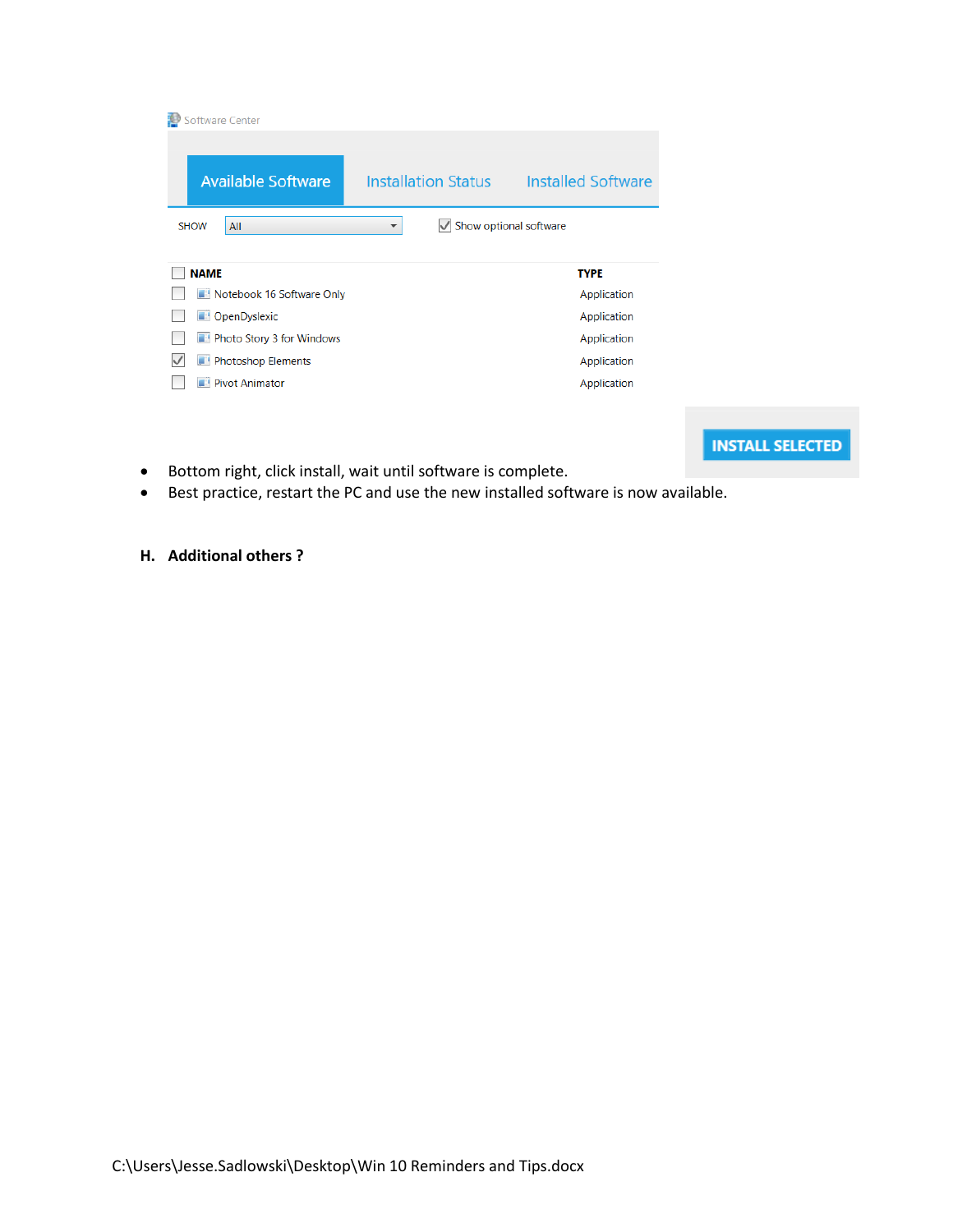- Bottom right, click install, wait until software is complete.
- Best practice, restart the PC and use the new installed software is now available.

**H. Additional others ?**